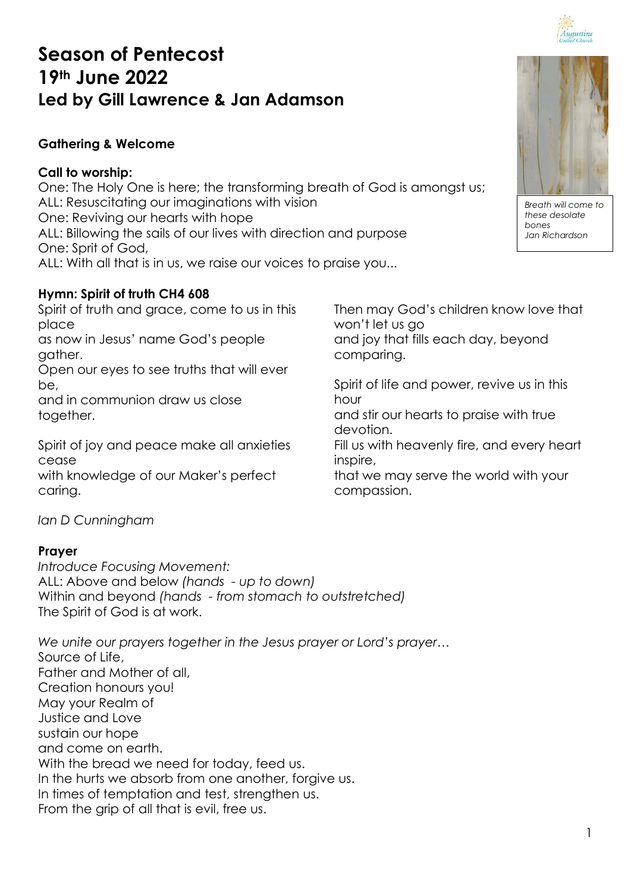# Season of Pentecost
# 19th June 2022
# Led by Gill Lawrence & Jan Adamson

*Breath will come to these desolate bones*
*Jan Richardson*

**Gathering & Welcome**

**Call to worship:**

One: The Holy One is here; the transforming breath of God is amongst us;
ALL: Resuscitating our imaginations with vision
One: Reviving our hearts with hope
ALL: Billowing the sails of our lives with direction and purpose
One: Sprit of God,
ALL: With all that is in us, we raise our voices to praise you...

**Hymn: Spirit of truth CH4 608**

Spirit of truth and grace, come to us in this place
as now in Jesus' name God's people gather.
Open our eyes to see truths that will ever be,
and in communion draw us close together.

Spirit of joy and peace make all anxieties cease
with knowledge of our Maker's perfect caring.
Then may God's children know love that won't let us go
and joy that fills each day, beyond comparing.

Spirit of life and power, revive us in this hour
and stir our hearts to praise with true devotion.
Fill us with heavenly fire, and every heart inspire,
that we may serve the world with your compassion.

*Ian D Cunningham*

**Prayer**

*Introduce Focusing Movement:*
ALL: Above and below *(hands - up to down)*
Within and beyond *(hands - from stomach to outstretched)*
The Spirit of God is at work.

*We unite our prayers together in the Jesus prayer or Lord's prayer…*
Source of Life,
Father and Mother of all,
Creation honours you!
May your Realm of
Justice and Love
sustain our hope
and come on earth.
With the bread we need for today, feed us.
In the hurts we absorb from one another, forgive us.
In times of temptation and test, strengthen us.
From the grip of all that is evil, free us.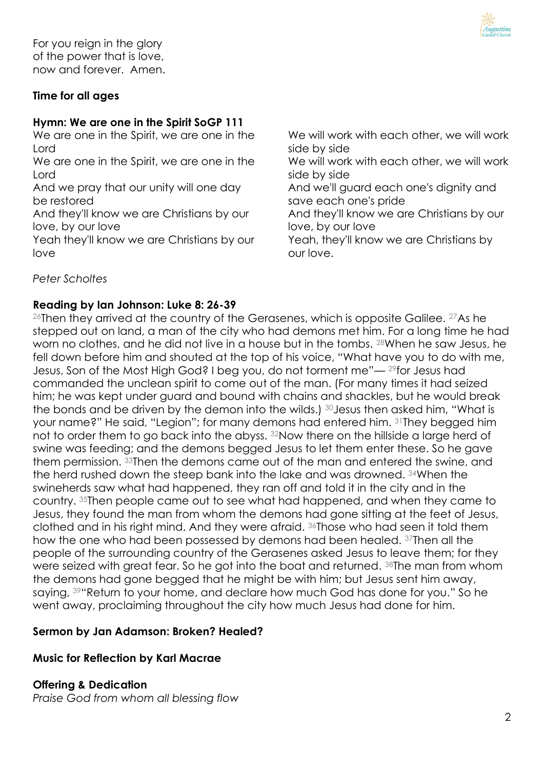For you reign in the glory
of the power that is love,
now and forever.  Amen.

**Time for all ages**

**Hymn: We are one in the Spirit SoGP 111**

We are one in the Spirit, we are one in the Lord
We are one in the Spirit, we are one in the Lord
And we pray that our unity will one day be restored
And they'll know we are Christians by our love, by our love
Yeah they'll know we are Christians by our love

We will work with each other, we will work side by side
We will work with each other, we will work side by side
And we'll guard each one's dignity and save each one's pride
And they'll know we are Christians by our love, by our love
Yeah, they'll know we are Christians by our love.

*Peter Scholtes*

**Reading by Ian Johnson: Luke 8: 26-39**

26 Then they arrived at the country of the Gerasenes, which is opposite Galilee. 27 As he stepped out on land, a man of the city who had demons met him. For a long time he had worn no clothes, and he did not live in a house but in the tombs. 28 When he saw Jesus, he fell down before him and shouted at the top of his voice, "What have you to do with me, Jesus, Son of the Most High God? I beg you, do not torment me"— 29 for Jesus had commanded the unclean spirit to come out of the man. (For many times it had seized him; he was kept under guard and bound with chains and shackles, but he would break the bonds and be driven by the demon into the wilds.) 30 Jesus then asked him, "What is your name?" He said, "Legion"; for many demons had entered him. 31 They begged him not to order them to go back into the abyss. 32 Now there on the hillside a large herd of swine was feeding; and the demons begged Jesus to let them enter these. So he gave them permission. 33 Then the demons came out of the man and entered the swine, and the herd rushed down the steep bank into the lake and was drowned. 34 When the swineherds saw what had happened, they ran off and told it in the city and in the country. 35 Then people came out to see what had happened, and when they came to Jesus, they found the man from whom the demons had gone sitting at the feet of Jesus, clothed and in his right mind. And they were afraid. 36 Those who had seen it told them how the one who had been possessed by demons had been healed. 37 Then all the people of the surrounding country of the Gerasenes asked Jesus to leave them; for they were seized with great fear. So he got into the boat and returned. 38 The man from whom the demons had gone begged that he might be with him; but Jesus sent him away, saying, 39 "Return to your home, and declare how much God has done for you." So he went away, proclaiming throughout the city how much Jesus had done for him.

**Sermon by Jan Adamson: Broken? Healed?**

**Music for Reflection by Karl Macrae**

**Offering & Dedication**

*Praise God from whom all blessing flow*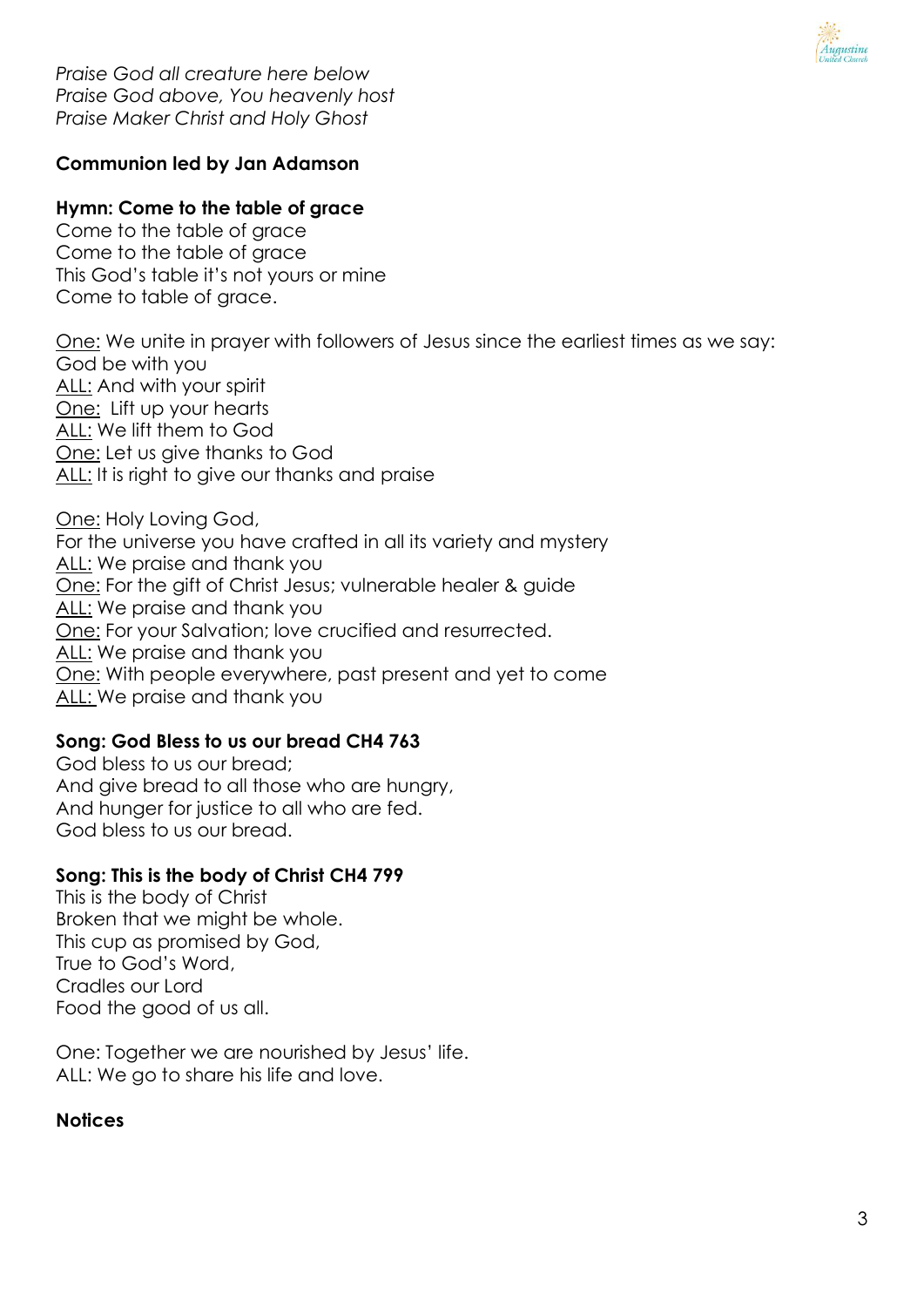*Praise God all creature here below*
*Praise God above, You heavenly host*
*Praise Maker Christ and Holy Ghost*

**Communion led by Jan Adamson**

**Hymn: Come to the table of grace**
Come to the table of grace
Come to the table of grace
This God's table it's not yours or mine
Come to table of grace.

<u>One:</u> We unite in prayer with followers of Jesus since the earliest times as we say:
God be with you
<u>ALL:</u> And with your spirit
<u>One:</u> Lift up your hearts
<u>ALL:</u> We lift them to God
<u>One:</u> Let us give thanks to God
<u>ALL:</u> It is right to give our thanks and praise

<u>One:</u> Holy Loving God,
For the universe you have crafted in all its variety and mystery
<u>ALL:</u> We praise and thank you
<u>One:</u> For the gift of Christ Jesus; vulnerable healer & guide
<u>ALL:</u> We praise and thank you
<u>One:</u> For your Salvation; love crucified and resurrected.
<u>ALL:</u> We praise and thank you
<u>One:</u> With people everywhere, past present and yet to come
<u>ALL:</u> We praise and thank you

**Song: God Bless to us our bread CH4 763**
God bless to us our bread;
And give bread to all those who are hungry,
And hunger for justice to all who are fed.
God bless to us our bread.

**Song: This is the body of Christ CH4 799**
This is the body of Christ
Broken that we might be whole.
This cup as promised by God,
True to God's Word,
Cradles our Lord
Food the good of us all.

One: Together we are nourished by Jesus' life.
ALL: We go to share his life and love.

**Notices**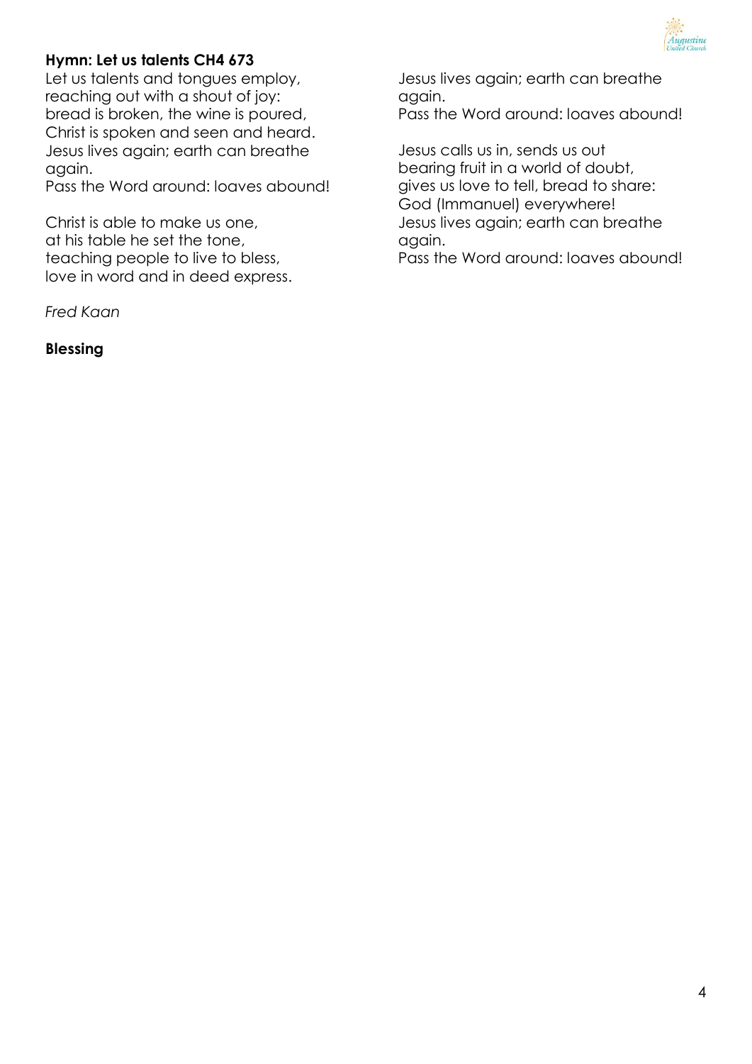**Hymn: Let us talents CH4 673**

Let us talents and tongues employ,
reaching out with a shout of joy:
bread is broken, the wine is poured,
Christ is spoken and seen and heard.
Jesus lives again; earth can breathe again.
Pass the Word around: loaves abound!

Christ is able to make us one,
at his table he set the tone,
teaching people to live to bless,
love in word and in deed express.
Jesus lives again; earth can breathe again.
Pass the Word around: loaves abound!

Jesus calls us in, sends us out
bearing fruit in a world of doubt,
gives us love to tell, bread to share:
God (Immanuel) everywhere!
Jesus lives again; earth can breathe again.
Pass the Word around: loaves abound!

*Fred Kaan*

**Blessing**